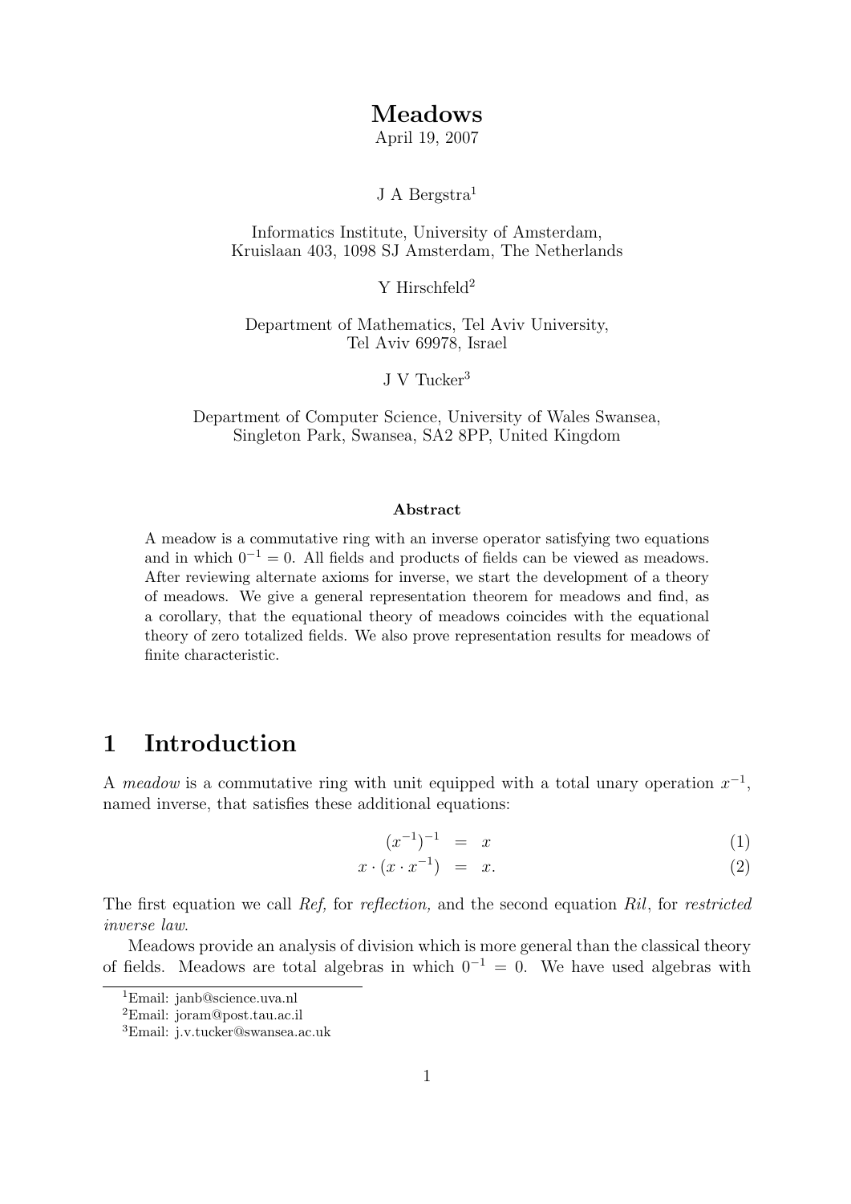# Meadows

April 19, 2007

J A Bergstra[1]

Informatics Institute, University of Amsterdam,
Kruislaan 403, 1098 SJ Amsterdam, The Netherlands

Y Hirschfeld[2]

Department of Mathematics, Tel Aviv University,
Tel Aviv 69978, Israel

J V Tucker[3]

Department of Computer Science, University of Wales Swansea,
Singleton Park, Swansea, SA2 8PP, United Kingdom

**Abstract**

A meadow is a commutative ring with an inverse operator satisfying two equations and in which $0^{-1} = 0$. All fields and products of fields can be viewed as meadows. After reviewing alternate axioms for inverse, we start the development of a theory of meadows. We give a general representation theorem for meadows and find, as a corollary, that the equational theory of meadows coincides with the equational theory of zero totalized fields. We also prove representation results for meadows of finite characteristic.

## 1 Introduction

A *meadow* is a commutative ring with unit equipped with a total unary operation $x^{-1}$, named inverse, that satisfies these additional equations:

$$(x^{-1})^{-1} = x \tag{1}$$

$$x \cdot (x \cdot x^{-1}) = x. \tag{2}$$

The first equation we call *Ref,* for *reflection,* and the second equation *Ril*, for *restricted inverse law*.

Meadows provide an analysis of division which is more general than the classical theory of fields. Meadows are total algebras in which $0^{-1} = 0$. We have used algebras with

[1] Email: janb@science.uva.nl

[2] Email: joram@post.tau.ac.il

[3] Email: j.v.tucker@swansea.ac.uk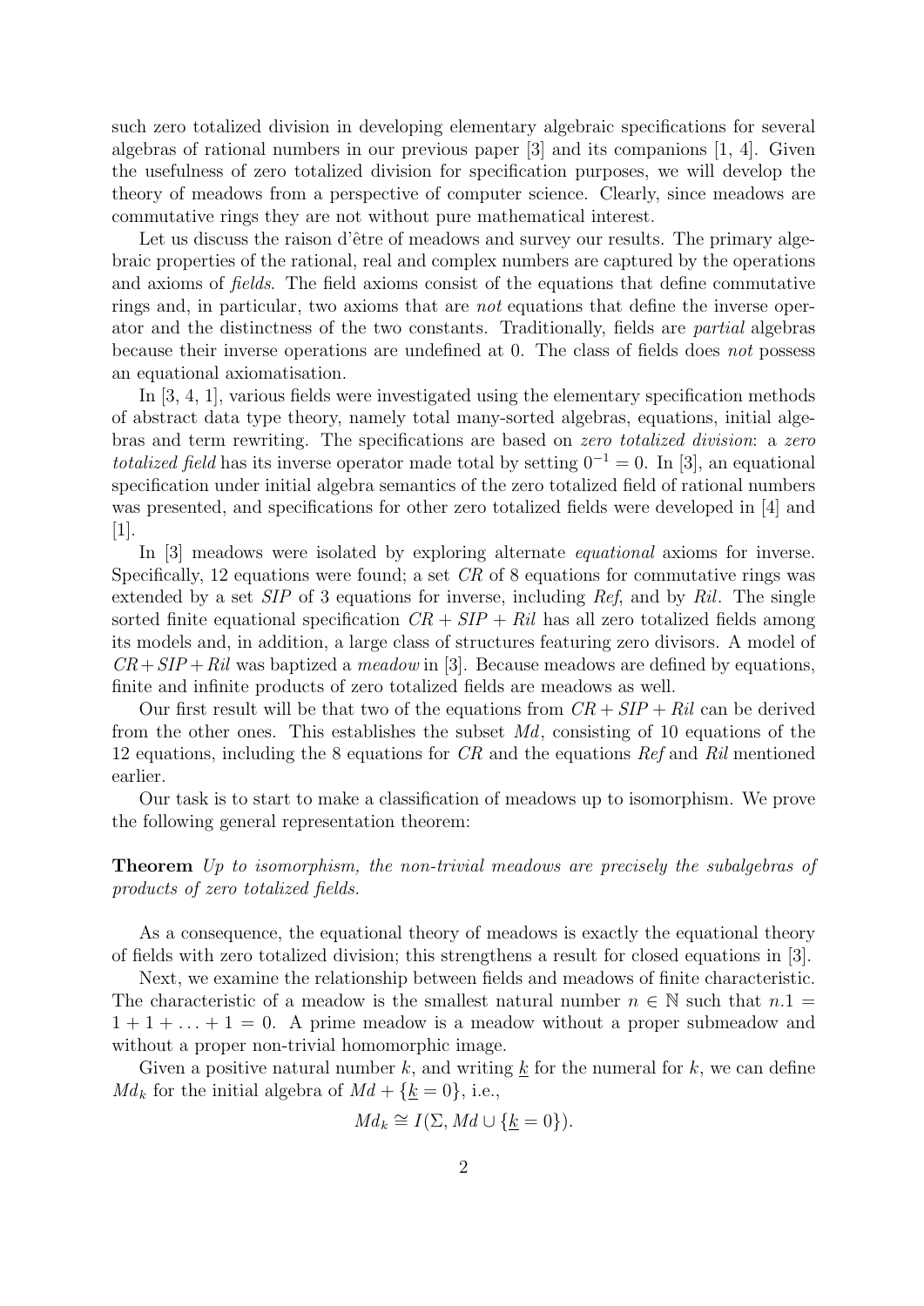such zero totalized division in developing elementary algebraic specifications for several algebras of rational numbers in our previous paper [3] and its companions [1, 4]. Given the usefulness of zero totalized division for specification purposes, we will develop the theory of meadows from a perspective of computer science. Clearly, since meadows are commutative rings they are not without pure mathematical interest.

Let us discuss the raison d'être of meadows and survey our results. The primary algebraic properties of the rational, real and complex numbers are captured by the operations and axioms of *fields*. The field axioms consist of the equations that define commutative rings and, in particular, two axioms that are *not* equations that define the inverse operator and the distinctness of the two constants. Traditionally, fields are *partial* algebras because their inverse operations are undefined at 0. The class of fields does *not* possess an equational axiomatisation.

In [3, 4, 1], various fields were investigated using the elementary specification methods of abstract data type theory, namely total many-sorted algebras, equations, initial algebras and term rewriting. The specifications are based on *zero totalized division*: a *zero totalized field* has its inverse operator made total by setting $0^{-1} = 0$. In [3], an equational specification under initial algebra semantics of the zero totalized field of rational numbers was presented, and specifications for other zero totalized fields were developed in [4] and [1].

In [3] meadows were isolated by exploring alternate *equational* axioms for inverse. Specifically, 12 equations were found; a set *CR* of 8 equations for commutative rings was extended by a set *SIP* of 3 equations for inverse, including *Ref*, and by *Ril*. The single sorted finite equational specification $CR + SIP + Ril$ has all zero totalized fields among its models and, in addition, a large class of structures featuring zero divisors. A model of $CR + SIP + Ril$ was baptized a *meadow* in [3]. Because meadows are defined by equations, finite and infinite products of zero totalized fields are meadows as well.

Our first result will be that two of the equations from $CR + SIP + Ril$ can be derived from the other ones. This establishes the subset *Md*, consisting of 10 equations of the 12 equations, including the 8 equations for *CR* and the equations *Ref* and *Ril* mentioned earlier.

Our task is to start to make a classification of meadows up to isomorphism. We prove the following general representation theorem:

**Theorem** *Up to isomorphism, the non-trivial meadows are precisely the subalgebras of products of zero totalized fields.*

As a consequence, the equational theory of meadows is exactly the equational theory of fields with zero totalized division; this strengthens a result for closed equations in [3].

Next, we examine the relationship between fields and meadows of finite characteristic. The characteristic of a meadow is the smallest natural number $n \in \mathbb{N}$ such that $n.1 = 1 + 1 + \ldots + 1 = 0$. A prime meadow is a meadow without a proper submeadow and without a proper non-trivial homomorphic image.

Given a positive natural number $k$, and writing $\underline{k}$ for the numeral for $k$, we can define $Md_k$ for the initial algebra of $Md + \{\underline{k} = 0\}$, i.e.,

$$Md_k \cong I(\Sigma, Md \cup \{\underline{k} = 0\}).$$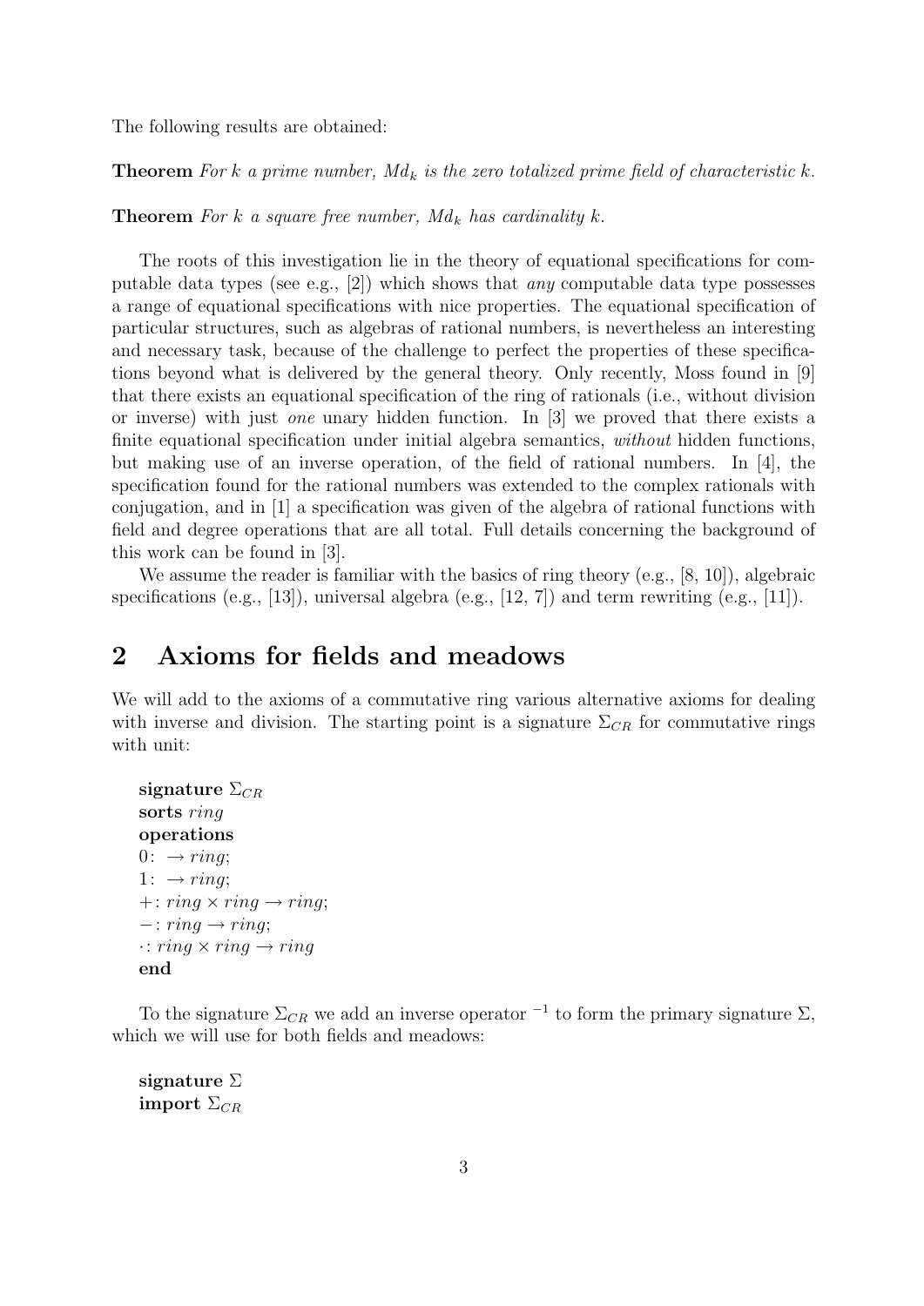The following results are obtained:

**Theorem** *For $k$ a prime number, $Md_k$ is the zero totalized prime field of characteristic $k$.*

**Theorem** *For $k$ a square free number, $Md_k$ has cardinality $k$.*

The roots of this investigation lie in the theory of equational specifications for computable data types (see e.g., [2]) which shows that *any* computable data type possesses a range of equational specifications with nice properties. The equational specification of particular structures, such as algebras of rational numbers, is nevertheless an interesting and necessary task, because of the challenge to perfect the properties of these specifications beyond what is delivered by the general theory. Only recently, Moss found in [9] that there exists an equational specification of the ring of rationals (i.e., without division or inverse) with just *one* unary hidden function. In [3] we proved that there exists a finite equational specification under initial algebra semantics, *without* hidden functions, but making use of an inverse operation, of the field of rational numbers. In [4], the specification found for the rational numbers was extended to the complex rationals with conjugation, and in [1] a specification was given of the algebra of rational functions with field and degree operations that are all total. Full details concerning the background of this work can be found in [3].

We assume the reader is familiar with the basics of ring theory (e.g., [8, 10]), algebraic specifications (e.g., [13]), universal algebra (e.g., [12, 7]) and term rewriting (e.g., [11]).

## 2 Axioms for fields and meadows

We will add to the axioms of a commutative ring various alternative axioms for dealing with inverse and division. The starting point is a signature $\Sigma_{CR}$ for commutative rings with unit:

**signature** $\Sigma_{CR}$
**sorts** *ring*
**operations**
$0\colon \rightarrow ring$;
$1\colon \rightarrow ring$;
$+\colon ring \times ring \rightarrow ring$;
$-\colon ring \rightarrow ring$;
$\cdot\colon ring \times ring \rightarrow ring$
**end**

To the signature $\Sigma_{CR}$ we add an inverse operator $^{-1}$ to form the primary signature $\Sigma$, which we will use for both fields and meadows:

**signature** $\Sigma$
**import** $\Sigma_{CR}$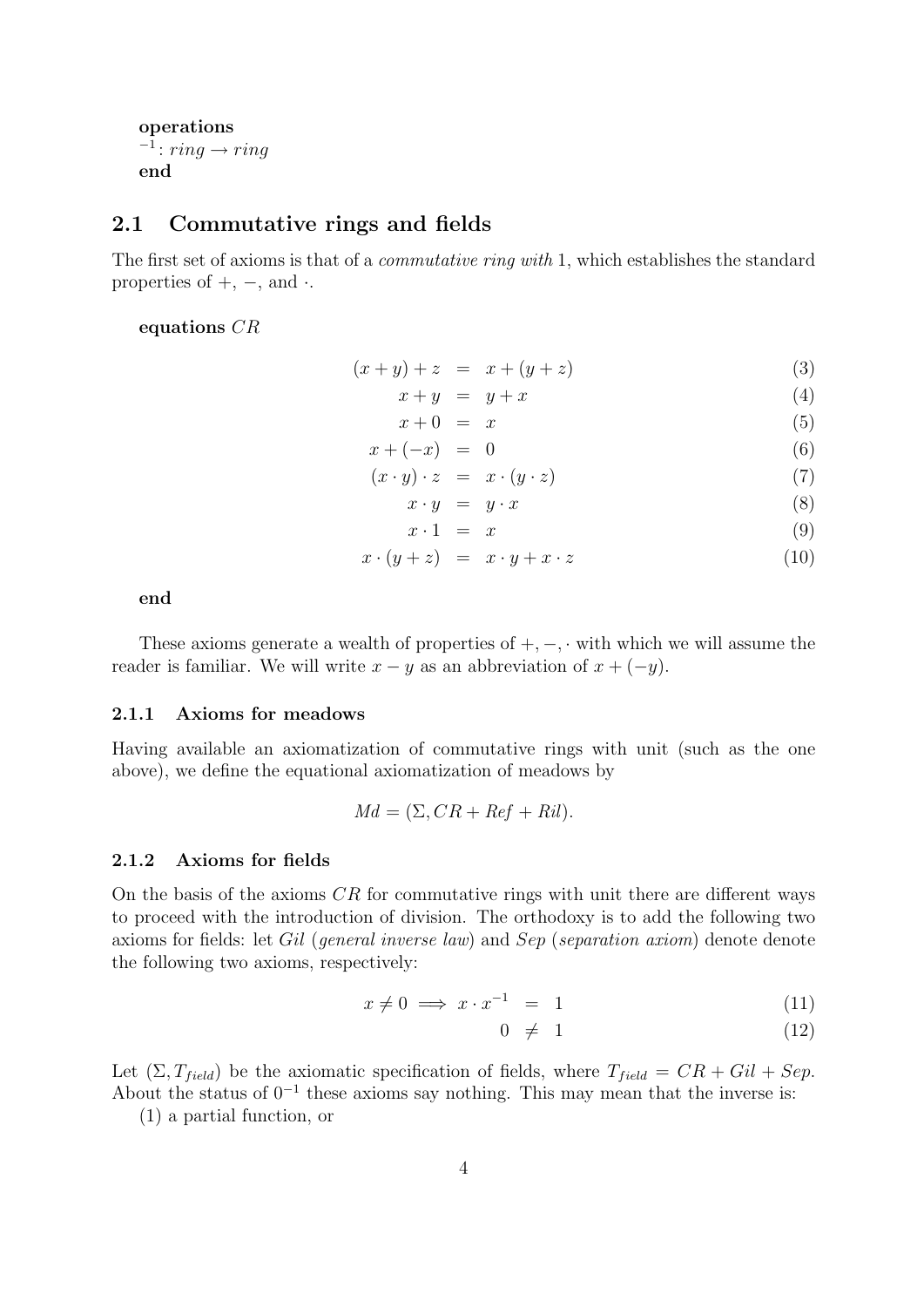**operations**
$^{-1}: ring \rightarrow ring$
**end**

## 2.1 Commutative rings and fields

The first set of axioms is that of a *commutative ring with* 1, which establishes the standard properties of $+$, $-$, and $\cdot$.

**equations** $CR$

$$
\begin{aligned}
(x + y) + z &= x + (y + z) && (3)\\
x + y &= y + x && (4)\\
x + 0 &= x && (5)\\
x + (-x) &= 0 && (6)\\
(x \cdot y) \cdot z &= x \cdot (y \cdot z) && (7)\\
x \cdot y &= y \cdot x && (8)\\
x \cdot 1 &= x && (9)\\
x \cdot (y + z) &= x \cdot y + x \cdot z && (10)
\end{aligned}
$$

**end**

These axioms generate a wealth of properties of $+, -, \cdot$ with which we will assume the reader is familiar. We will write $x - y$ as an abbreviation of $x + (-y)$.

### 2.1.1 Axioms for meadows

Having available an axiomatization of commutative rings with unit (such as the one above), we define the equational axiomatization of meadows by

$$Md = (\Sigma, CR + Ref + Ril).$$

### 2.1.2 Axioms for fields

On the basis of the axioms $CR$ for commutative rings with unit there are different ways to proceed with the introduction of division. The orthodoxy is to add the following two axioms for fields: let *Gil* (*general inverse law*) and *Sep* (*separation axiom*) denote denote the following two axioms, respectively:

$$
\begin{aligned}
x \neq 0 \implies x \cdot x^{-1} &= 1 && (11)\\
0 &\neq 1 && (12)
\end{aligned}
$$

Let $(\Sigma, T_{field})$ be the axiomatic specification of fields, where $T_{field} = CR + Gil + Sep$. About the status of $0^{-1}$ these axioms say nothing. This may mean that the inverse is:

(1) a partial function, or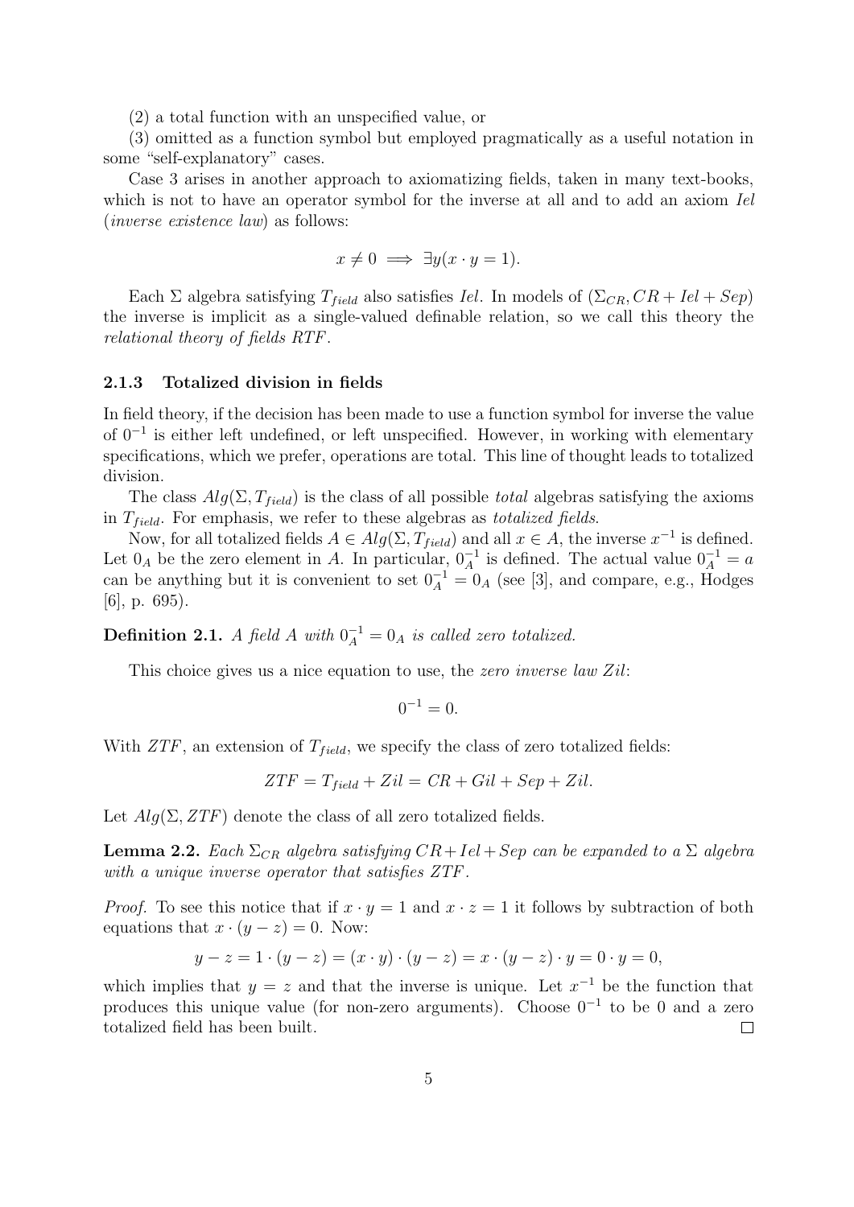(2) a total function with an unspecified value, or

(3) omitted as a function symbol but employed pragmatically as a useful notation in some "self-explanatory" cases.

Case 3 arises in another approach to axiomatizing fields, taken in many text-books, which is not to have an operator symbol for the inverse at all and to add an axiom *Iel* (*inverse existence law*) as follows:

$$x \neq 0 \implies \exists y(x \cdot y = 1).$$

Each $\Sigma$ algebra satisfying $T_{field}$ also satisfies *Iel*. In models of $(\Sigma_{CR}, CR + Iel + Sep)$ the inverse is implicit as a single-valued definable relation, so we call this theory the *relational theory of fields RTF*.

### 2.1.3 Totalized division in fields

In field theory, if the decision has been made to use a function symbol for inverse the value of $0^{-1}$ is either left undefined, or left unspecified. However, in working with elementary specifications, which we prefer, operations are total. This line of thought leads to totalized division.

The class $Alg(\Sigma, T_{field})$ is the class of all possible *total* algebras satisfying the axioms in $T_{field}$. For emphasis, we refer to these algebras as *totalized fields*.

Now, for all totalized fields $A \in Alg(\Sigma, T_{field})$ and all $x \in A$, the inverse $x^{-1}$ is defined. Let $0_A$ be the zero element in $A$. In particular, $0_A^{-1}$ is defined. The actual value $0_A^{-1} = a$ can be anything but it is convenient to set $0_A^{-1} = 0_A$ (see [3], and compare, e.g., Hodges [6], p. 695).

**Definition 2.1.** *A field $A$ with $0_A^{-1} = 0_A$ is called zero totalized.*

This choice gives us a nice equation to use, the *zero inverse law Zil*:

$$0^{-1} = 0.$$

With *ZTF*, an extension of $T_{field}$, we specify the class of zero totalized fields:

$$ZTF = T_{field} + Zil = CR + Gil + Sep + Zil.$$

Let $Alg(\Sigma, ZTF)$ denote the class of all zero totalized fields.

**Lemma 2.2.** *Each $\Sigma_{CR}$ algebra satisfying $CR + Iel + Sep$ can be expanded to a $\Sigma$ algebra with a unique inverse operator that satisfies ZTF.*

*Proof.* To see this notice that if $x \cdot y = 1$ and $x \cdot z = 1$ it follows by subtraction of both equations that $x \cdot (y - z) = 0$. Now:

$$y - z = 1 \cdot (y - z) = (x \cdot y) \cdot (y - z) = x \cdot (y - z) \cdot y = 0 \cdot y = 0,$$

which implies that $y = z$ and that the inverse is unique. Let $x^{-1}$ be the function that produces this unique value (for non-zero arguments). Choose $0^{-1}$ to be 0 and a zero totalized field has been built. $\square$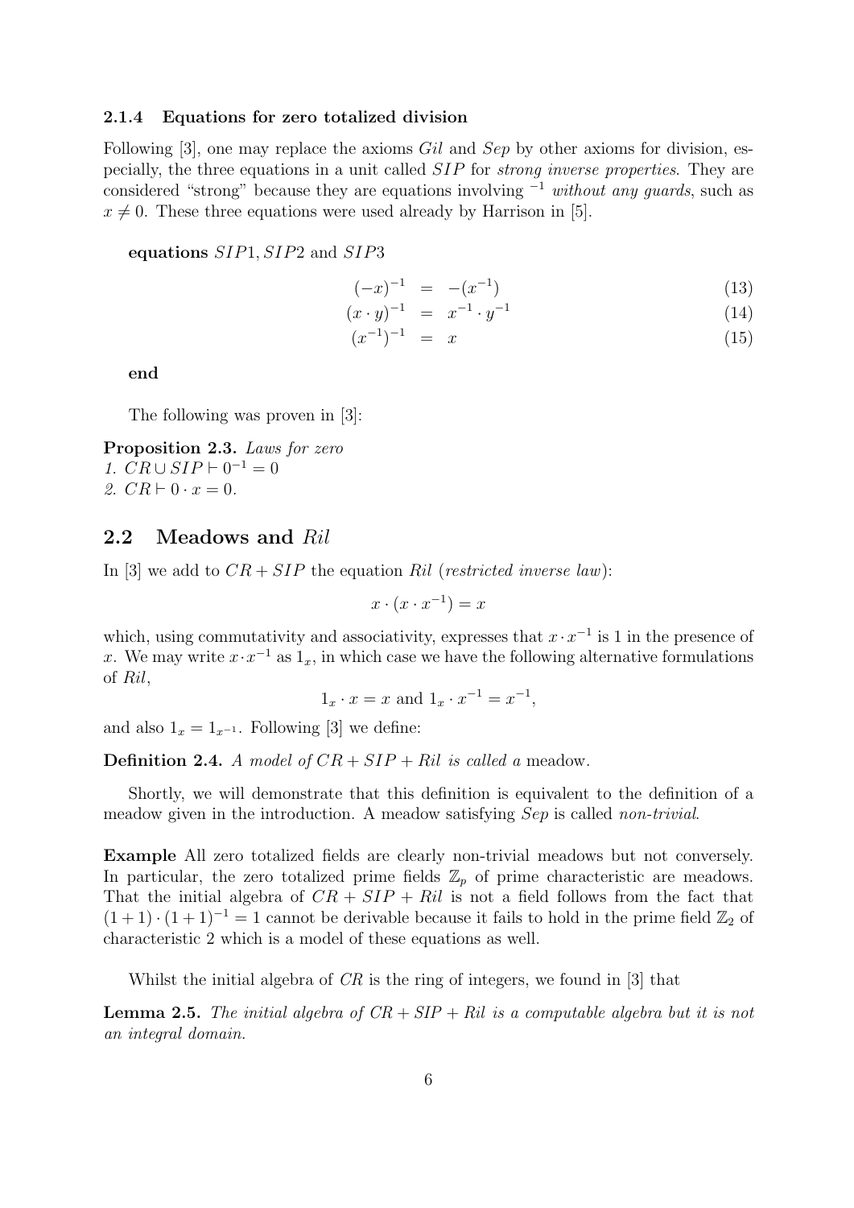### 2.1.4 Equations for zero totalized division

Following [3], one may replace the axioms *Gil* and *Sep* by other axioms for division, especially, the three equations in a unit called *SIP* for *strong inverse properties*. They are considered "strong" because they are equations involving $^{-1}$ *without any guards*, such as $x \neq 0$. These three equations were used already by Harrison in [5].

**equations** $SIP1, SIP2$ and $SIP3$

$$(-x)^{-1} = -(x^{-1}) \tag{13}$$

$$(x \cdot y)^{-1} = x^{-1} \cdot y^{-1} \tag{14}$$

$$(x^{-1})^{-1} = x \tag{15}$$

**end**

The following was proven in [3]:

**Proposition 2.3.** *Laws for zero*
1. $CR \cup SIP \vdash 0^{-1} = 0$
2. $CR \vdash 0 \cdot x = 0$.

## 2.2 Meadows and *Ril*

In [3] we add to $CR + SIP$ the equation *Ril* (*restricted inverse law*):

$$x \cdot (x \cdot x^{-1}) = x$$

which, using commutativity and associativity, expresses that $x \cdot x^{-1}$ is 1 in the presence of $x$. We may write $x \cdot x^{-1}$ as $1_x$, in which case we have the following alternative formulations of *Ril*,

$$1_x \cdot x = x \text{ and } 1_x \cdot x^{-1} = x^{-1},$$

and also $1_x = 1_{x^{-1}}$. Following [3] we define:

**Definition 2.4.** *A model of* $CR + SIP + Ril$ *is called a* meadow.

Shortly, we will demonstrate that this definition is equivalent to the definition of a meadow given in the introduction. A meadow satisfying *Sep* is called *non-trivial*.

**Example** All zero totalized fields are clearly non-trivial meadows but not conversely. In particular, the zero totalized prime fields $\mathbb{Z}_p$ of prime characteristic are meadows. That the initial algebra of $CR + SIP + Ril$ is not a field follows from the fact that $(1+1) \cdot (1+1)^{-1} = 1$ cannot be derivable because it fails to hold in the prime field $\mathbb{Z}_2$ of characteristic 2 which is a model of these equations as well.

Whilst the initial algebra of *CR* is the ring of integers, we found in [3] that

**Lemma 2.5.** *The initial algebra of* $CR + SIP + Ril$ *is a computable algebra but it is not an integral domain.*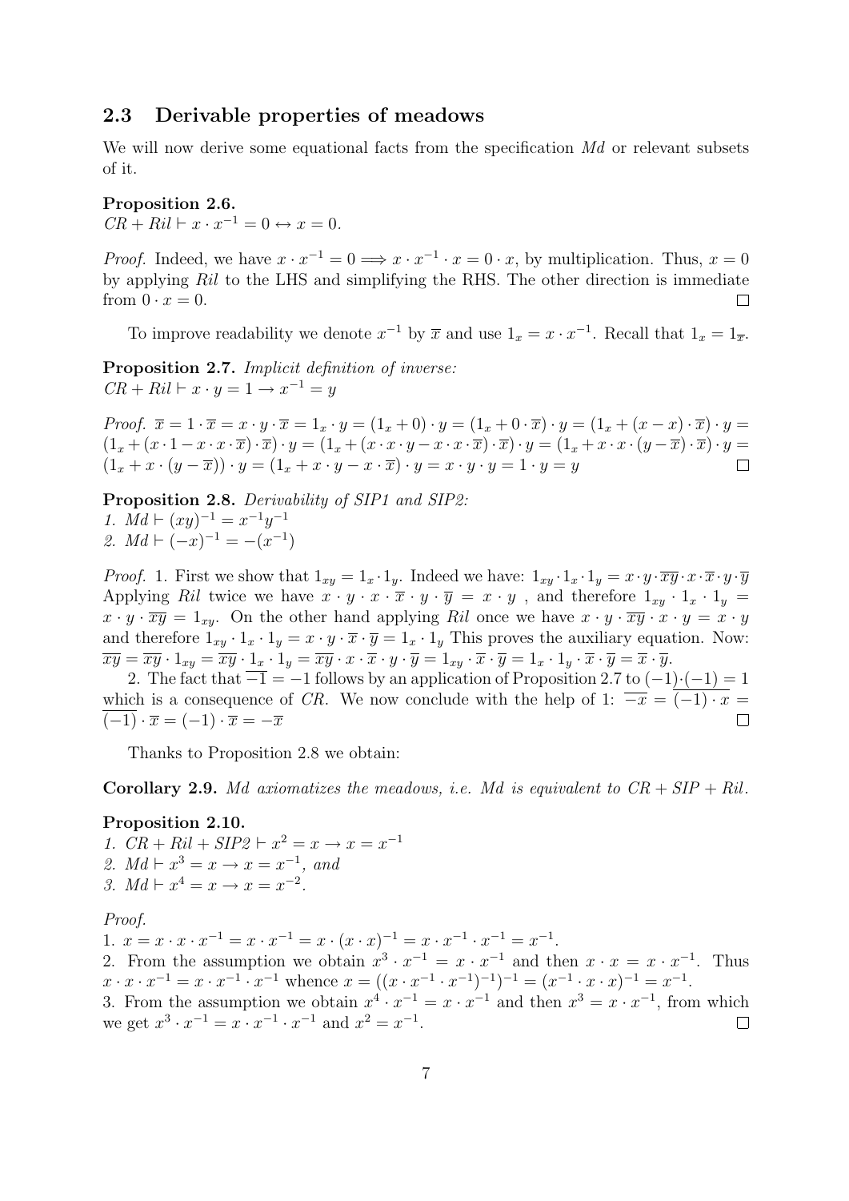### 2.3 Derivable properties of meadows

We will now derive some equational facts from the specification *Md* or relevant subsets of it.

**Proposition 2.6.**
$CR + Ril \vdash x \cdot x^{-1} = 0 \leftrightarrow x = 0.$

*Proof.* Indeed, we have $x \cdot x^{-1} = 0 \Longrightarrow x \cdot x^{-1} \cdot x = 0 \cdot x$, by multiplication. Thus, $x = 0$ by applying *Ril* to the LHS and simplifying the RHS. The other direction is immediate from $0 \cdot x = 0$. □

To improve readability we denote $x^{-1}$ by $\overline{x}$ and use $1_x = x \cdot x^{-1}$. Recall that $1_x = 1_{\overline{x}}$.

**Proposition 2.7.** *Implicit definition of inverse:*
$CR + Ril \vdash x \cdot y = 1 \rightarrow x^{-1} = y$

*Proof.* $\overline{x} = 1 \cdot \overline{x} = x \cdot y \cdot \overline{x} = 1_x \cdot y = (1_x + 0) \cdot y = (1_x + 0 \cdot \overline{x}) \cdot y = (1_x + (x - x) \cdot \overline{x}) \cdot y = (1_x + (x \cdot 1 - x \cdot x \cdot \overline{x}) \cdot \overline{x}) \cdot y = (1_x + (x \cdot x \cdot y - x \cdot x \cdot \overline{x}) \cdot \overline{x}) \cdot y = (1_x + x \cdot x \cdot (y - \overline{x}) \cdot \overline{x}) \cdot y = (1_x + x \cdot (y - \overline{x})) \cdot y = (1_x + x \cdot y - x \cdot \overline{x}) \cdot y = x \cdot y \cdot y = 1 \cdot y = y$ □

**Proposition 2.8.** *Derivability of SIP1 and SIP2:*
1. $Md \vdash (xy)^{-1} = x^{-1}y^{-1}$
2. $Md \vdash (-x)^{-1} = -(x^{-1})$

*Proof.* 1. First we show that $1_{xy} = 1_x \cdot 1_y$. Indeed we have: $1_{xy} \cdot 1_x \cdot 1_y = x \cdot y \cdot \overline{xy} \cdot x \cdot \overline{x} \cdot y \cdot \overline{y}$ Applying *Ril* twice we have $x \cdot y \cdot x \cdot \overline{x} \cdot y \cdot \overline{y} = x \cdot y$ , and therefore $1_{xy} \cdot 1_x \cdot 1_y = x \cdot y \cdot \overline{xy} = 1_{xy}$. On the other hand applying *Ril* once we have $x \cdot y \cdot \overline{xy} \cdot x \cdot y = x \cdot y$ and therefore $1_{xy} \cdot 1_x \cdot 1_y = x \cdot y \cdot \overline{x} \cdot \overline{y} = 1_x \cdot 1_y$ This proves the auxiliary equation. Now: $\overline{xy} = \overline{xy} \cdot 1_{xy} = \overline{xy} \cdot 1_x \cdot 1_y = \overline{xy} \cdot x \cdot \overline{x} \cdot y \cdot \overline{y} = 1_{xy} \cdot \overline{x} \cdot \overline{y} = 1_x \cdot 1_y \cdot \overline{x} \cdot \overline{y} = \overline{x} \cdot \overline{y}$.

2. The fact that $\overline{-1} = -1$ follows by an application of Proposition 2.7 to $(-1) \cdot (-1) = 1$ which is a consequence of *CR*. We now conclude with the help of 1: $\overline{-x} = \overline{(-1) \cdot x} = \overline{(-1)} \cdot \overline{x} = (-1) \cdot \overline{x} = -\overline{x}$ □

Thanks to Proposition 2.8 we obtain:

**Corollary 2.9.** *Md axiomatizes the meadows, i.e. Md is equivalent to CR + SIP + Ril.*

**Proposition 2.10.**
1. $CR + Ril + SIP2 \vdash x^2 = x \rightarrow x = x^{-1}$
2. $Md \vdash x^3 = x \rightarrow x = x^{-1}$, *and*
3. $Md \vdash x^4 = x \rightarrow x = x^{-2}$.

*Proof.*
1. $x = x \cdot x \cdot x^{-1} = x \cdot x^{-1} = x \cdot (x \cdot x)^{-1} = x \cdot x^{-1} \cdot x^{-1} = x^{-1}$.
2. From the assumption we obtain $x^3 \cdot x^{-1} = x \cdot x^{-1}$ and then $x \cdot x = x \cdot x^{-1}$. Thus $x \cdot x \cdot x^{-1} = x \cdot x^{-1} \cdot x^{-1}$ whence $x = ((x \cdot x^{-1} \cdot x^{-1})^{-1})^{-1} = (x^{-1} \cdot x \cdot x)^{-1} = x^{-1}$.
3. From the assumption we obtain $x^4 \cdot x^{-1} = x \cdot x^{-1}$ and then $x^3 = x \cdot x^{-1}$, from which we get $x^3 \cdot x^{-1} = x \cdot x^{-1} \cdot x^{-1}$ and $x^2 = x^{-1}$. □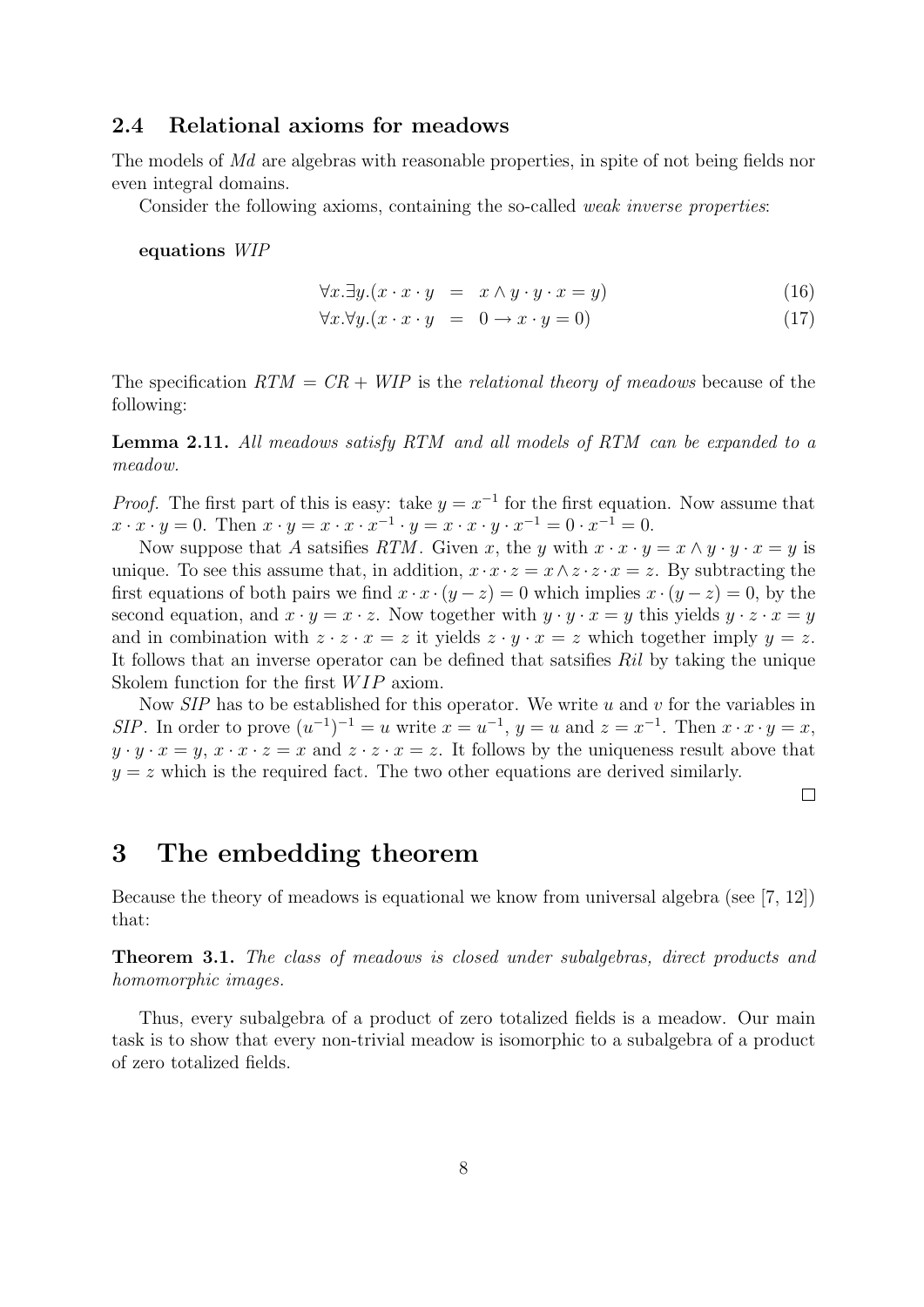### 2.4 Relational axioms for meadows

The models of *Md* are algebras with reasonable properties, in spite of not being fields nor even integral domains.

Consider the following axioms, containing the so-called *weak inverse properties*:

**equations** *WIP*

$$\forall x.\exists y.(x \cdot x \cdot y \;=\; x \wedge y \cdot y \cdot x = y) \tag{16}$$

$$\forall x.\forall y.(x \cdot x \cdot y \;=\; 0 \to x \cdot y = 0) \tag{17}$$

The specification $RTM = CR + WIP$ is the *relational theory of meadows* because of the following:

**Lemma 2.11.** *All meadows satisfy RTM and all models of RTM can be expanded to a meadow.*

*Proof.* The first part of this is easy: take $y = x^{-1}$ for the first equation. Now assume that $x \cdot x \cdot y = 0$. Then $x \cdot y = x \cdot x \cdot x^{-1} \cdot y = x \cdot x \cdot y \cdot x^{-1} = 0 \cdot x^{-1} = 0$.

Now suppose that $A$ satsifies $RTM$. Given $x$, the $y$ with $x \cdot x \cdot y = x \wedge y \cdot y \cdot x = y$ is unique. To see this assume that, in addition, $x \cdot x \cdot z = x \wedge z \cdot z \cdot x = z$. By subtracting the first equations of both pairs we find $x \cdot x \cdot (y - z) = 0$ which implies $x \cdot (y - z) = 0$, by the second equation, and $x \cdot y = x \cdot z$. Now together with $y \cdot y \cdot x = y$ this yields $y \cdot z \cdot x = y$ and in combination with $z \cdot z \cdot x = z$ it yields $z \cdot y \cdot x = z$ which together imply $y = z$. It follows that an inverse operator can be defined that satsifies *Ril* by taking the unique Skolem function for the first $WIP$ axiom.

Now *SIP* has to be established for this operator. We write $u$ and $v$ for the variables in *SIP*. In order to prove $(u^{-1})^{-1} = u$ write $x = u^{-1}$, $y = u$ and $z = x^{-1}$. Then $x \cdot x \cdot y = x$, $y \cdot y \cdot x = y$, $x \cdot x \cdot z = x$ and $z \cdot z \cdot x = z$. It follows by the uniqueness result above that $y = z$ which is the required fact. The two other equations are derived similarly.

□

# 3 The embedding theorem

Because the theory of meadows is equational we know from universal algebra (see [7, 12]) that:

**Theorem 3.1.** *The class of meadows is closed under subalgebras, direct products and homomorphic images.*

Thus, every subalgebra of a product of zero totalized fields is a meadow. Our main task is to show that every non-trivial meadow is isomorphic to a subalgebra of a product of zero totalized fields.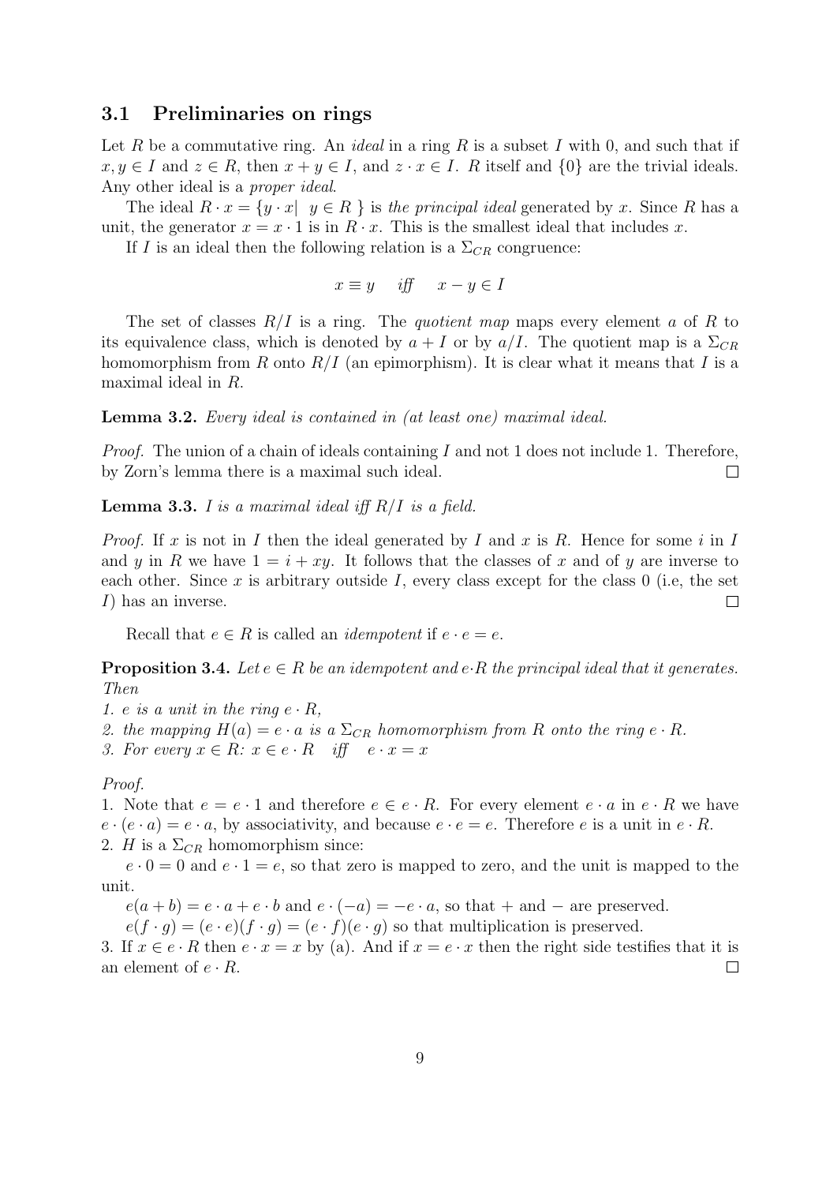### 3.1 Preliminaries on rings

Let $R$ be a commutative ring. An *ideal* in a ring $R$ is a subset $I$ with 0, and such that if $x, y \in I$ and $z \in R$, then $x + y \in I$, and $z \cdot x \in I$. $R$ itself and $\{0\}$ are the trivial ideals. Any other ideal is a *proper ideal*.

The ideal $R \cdot x = \{y \cdot x | \ y \in R\}$ is *the principal ideal* generated by $x$. Since $R$ has a unit, the generator $x = x \cdot 1$ is in $R \cdot x$. This is the smallest ideal that includes $x$.

If $I$ is an ideal then the following relation is a $\Sigma_{CR}$ congruence:

$$x \equiv y \quad \textit{iff} \quad x - y \in I$$

The set of classes $R/I$ is a ring. The *quotient map* maps every element $a$ of $R$ to its equivalence class, which is denoted by $a + I$ or by $a/I$. The quotient map is a $\Sigma_{CR}$ homomorphism from $R$ onto $R/I$ (an epimorphism). It is clear what it means that $I$ is a maximal ideal in $R$.

**Lemma 3.2.** *Every ideal is contained in (at least one) maximal ideal.*

*Proof.* The union of a chain of ideals containing $I$ and not 1 does not include 1. Therefore, by Zorn's lemma there is a maximal such ideal. $\square$

**Lemma 3.3.** *$I$ is a maximal ideal iff $R/I$ is a field.*

*Proof.* If $x$ is not in $I$ then the ideal generated by $I$ and $x$ is $R$. Hence for some $i$ in $I$ and $y$ in $R$ we have $1 = i + xy$. It follows that the classes of $x$ and of $y$ are inverse to each other. Since $x$ is arbitrary outside $I$, every class except for the class 0 (i.e, the set $I$) has an inverse. $\square$

Recall that $e \in R$ is called an *idempotent* if $e \cdot e = e$.

**Proposition 3.4.** *Let $e \in R$ be an idempotent and $e \cdot R$ the principal ideal that it generates. Then*
*1. $e$ is a unit in the ring $e \cdot R$,*
*2. the mapping $H(a) = e \cdot a$ is a $\Sigma_{CR}$ homomorphism from $R$ onto the ring $e \cdot R$.*
*3. For every $x \in R$: $x \in e \cdot R$ iff $e \cdot x = x$*

*Proof.*
1. Note that $e = e \cdot 1$ and therefore $e \in e \cdot R$. For every element $e \cdot a$ in $e \cdot R$ we have $e \cdot (e \cdot a) = e \cdot a$, by associativity, and because $e \cdot e = e$. Therefore $e$ is a unit in $e \cdot R$.
2. $H$ is a $\Sigma_{CR}$ homomorphism since:

$e \cdot 0 = 0$ and $e \cdot 1 = e$, so that zero is mapped to zero, and the unit is mapped to the unit.

$e(a + b) = e \cdot a + e \cdot b$ and $e \cdot (-a) = -e \cdot a$, so that $+$ and $-$ are preserved.

$e(f \cdot g) = (e \cdot e)(f \cdot g) = (e \cdot f)(e \cdot g)$ so that multiplication is preserved.

3. If $x \in e \cdot R$ then $e \cdot x = x$ by (a). And if $x = e \cdot x$ then the right side testifies that it is an element of $e \cdot R$. $\square$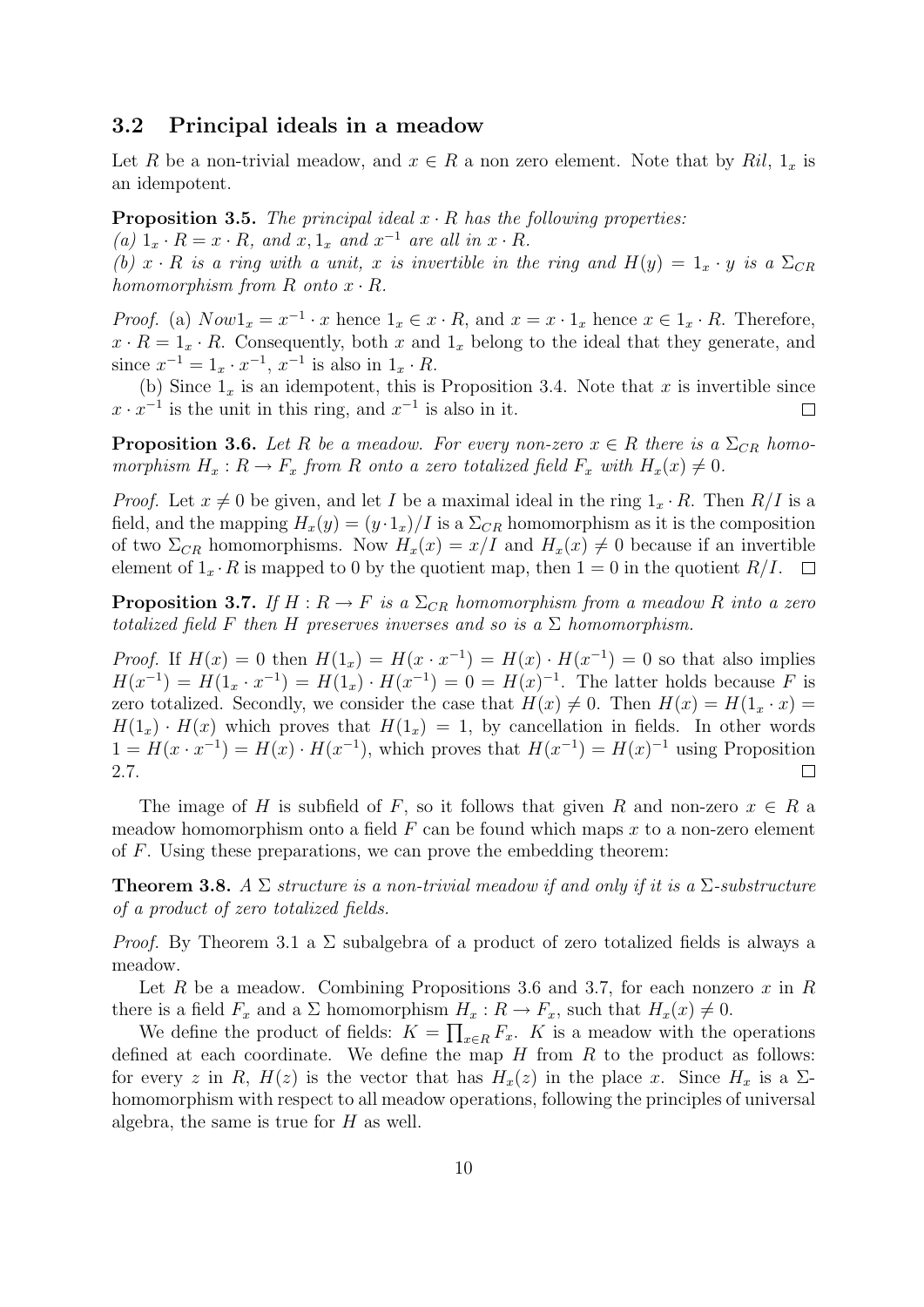### 3.2 Principal ideals in a meadow

Let $R$ be a non-trivial meadow, and $x \in R$ a non zero element. Note that by $Ril$, $1_x$ is an idempotent.

**Proposition 3.5.** *The principal ideal $x \cdot R$ has the following properties:*
*(a) $1_x \cdot R = x \cdot R$, and $x, 1_x$ and $x^{-1}$ are all in $x \cdot R$.*
*(b) $x \cdot R$ is a ring with a unit, $x$ is invertible in the ring and $H(y) = 1_x \cdot y$ is a $\Sigma_{CR}$ homomorphism from $R$ onto $x \cdot R$.*

*Proof.* (a) $Now 1_x = x^{-1} \cdot x$ hence $1_x \in x \cdot R$, and $x = x \cdot 1_x$ hence $x \in 1_x \cdot R$. Therefore, $x \cdot R = 1_x \cdot R$. Consequently, both $x$ and $1_x$ belong to the ideal that they generate, and since $x^{-1} = 1_x \cdot x^{-1}$, $x^{-1}$ is also in $1_x \cdot R$.

(b) Since $1_x$ is an idempotent, this is Proposition 3.4. Note that $x$ is invertible since $x \cdot x^{-1}$ is the unit in this ring, and $x^{-1}$ is also in it. □

**Proposition 3.6.** *Let $R$ be a meadow. For every non-zero $x \in R$ there is a $\Sigma_{CR}$ homomorphism $H_x : R \to F_x$ from $R$ onto a zero totalized field $F_x$ with $H_x(x) \neq 0$.*

*Proof.* Let $x \neq 0$ be given, and let $I$ be a maximal ideal in the ring $1_x \cdot R$. Then $R/I$ is a field, and the mapping $H_x(y) = (y \cdot 1_x)/I$ is a $\Sigma_{CR}$ homomorphism as it is the composition of two $\Sigma_{CR}$ homomorphisms. Now $H_x(x) = x/I$ and $H_x(x) \neq 0$ because if an invertible element of $1_x \cdot R$ is mapped to 0 by the quotient map, then $1 = 0$ in the quotient $R/I$. □

**Proposition 3.7.** *If $H : R \to F$ is a $\Sigma_{CR}$ homomorphism from a meadow $R$ into a zero totalized field $F$ then $H$ preserves inverses and so is a $\Sigma$ homomorphism.*

*Proof.* If $H(x) = 0$ then $H(1_x) = H(x \cdot x^{-1}) = H(x) \cdot H(x^{-1}) = 0$ so that also implies $H(x^{-1}) = H(1_x \cdot x^{-1}) = H(1_x) \cdot H(x^{-1}) = 0 = H(x)^{-1}$. The latter holds because $F$ is zero totalized. Secondly, we consider the case that $H(x) \neq 0$. Then $H(x) = H(1_x \cdot x) = H(1_x) \cdot H(x)$ which proves that $H(1_x) = 1$, by cancellation in fields. In other words $1 = H(x \cdot x^{-1}) = H(x) \cdot H(x^{-1})$, which proves that $H(x^{-1}) = H(x)^{-1}$ using Proposition 2.7. □

The image of $H$ is subfield of $F$, so it follows that given $R$ and non-zero $x \in R$ a meadow homomorphism onto a field $F$ can be found which maps $x$ to a non-zero element of $F$. Using these preparations, we can prove the embedding theorem:

**Theorem 3.8.** *A $\Sigma$ structure is a non-trivial meadow if and only if it is a $\Sigma$-substructure of a product of zero totalized fields.*

*Proof.* By Theorem 3.1 a $\Sigma$ subalgebra of a product of zero totalized fields is always a meadow.

Let $R$ be a meadow. Combining Propositions 3.6 and 3.7, for each nonzero $x$ in $R$ there is a field $F_x$ and a $\Sigma$ homomorphism $H_x : R \to F_x$, such that $H_x(x) \neq 0$.

We define the product of fields: $K = \prod_{x \in R} F_x$. $K$ is a meadow with the operations defined at each coordinate. We define the map $H$ from $R$ to the product as follows: for every $z$ in $R$, $H(z)$ is the vector that has $H_x(z)$ in the place $x$. Since $H_x$ is a $\Sigma$-homomorphism with respect to all meadow operations, following the principles of universal algebra, the same is true for $H$ as well.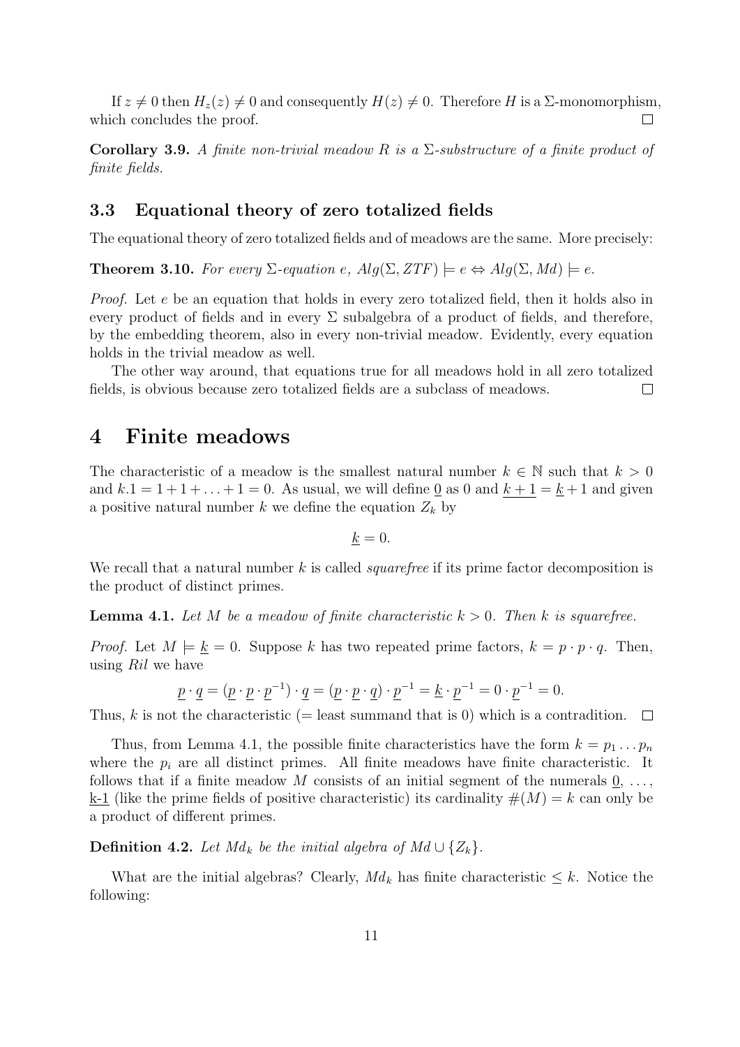If $z \neq 0$ then $H_z(z) \neq 0$ and consequently $H(z) \neq 0$. Therefore $H$ is a $\Sigma$-monomorphism, which concludes the proof. $\square$

**Corollary 3.9.** *A finite non-trivial meadow $R$ is a $\Sigma$-substructure of a finite product of finite fields.*

### 3.3 Equational theory of zero totalized fields

The equational theory of zero totalized fields and of meadows are the same. More precisely:

**Theorem 3.10.** *For every $\Sigma$-equation $e$, $Alg(\Sigma, ZTF) \models e \Leftrightarrow Alg(\Sigma, Md) \models e$.*

*Proof.* Let $e$ be an equation that holds in every zero totalized field, then it holds also in every product of fields and in every $\Sigma$ subalgebra of a product of fields, and therefore, by the embedding theorem, also in every non-trivial meadow. Evidently, every equation holds in the trivial meadow as well.

The other way around, that equations true for all meadows hold in all zero totalized fields, is obvious because zero totalized fields are a subclass of meadows. $\square$

## 4 Finite meadows

The characteristic of a meadow is the smallest natural number $k \in \mathbb{N}$ such that $k > 0$ and $k.1 = 1 + 1 + \ldots + 1 = 0$. As usual, we will define $\underline{0}$ as 0 and $\underline{k+1} = \underline{k} + 1$ and given a positive natural number $k$ we define the equation $Z_k$ by

$$\underline{k} = 0.$$

We recall that a natural number $k$ is called *squarefree* if its prime factor decomposition is the product of distinct primes.

**Lemma 4.1.** *Let $M$ be a meadow of finite characteristic $k > 0$. Then $k$ is squarefree.*

*Proof.* Let $M \models \underline{k} = 0$. Suppose $k$ has two repeated prime factors, $k = p \cdot p \cdot q$. Then, using *Ril* we have

$$\underline{p} \cdot \underline{q} = (\underline{p} \cdot \underline{p} \cdot \underline{p}^{-1}) \cdot \underline{q} = (\underline{p} \cdot \underline{p} \cdot \underline{q}) \cdot \underline{p}^{-1} = \underline{k} \cdot \underline{p}^{-1} = 0 \cdot \underline{p}^{-1} = 0.$$

Thus, $k$ is not the characteristic (= least summand that is 0) which is a contradition. $\square$

Thus, from Lemma 4.1, the possible finite characteristics have the form $k = p_1 \ldots p_n$ where the $p_i$ are all distinct primes. All finite meadows have finite characteristic. It follows that if a finite meadow $M$ consists of an initial segment of the numerals $\underline{0}, \ldots, \underline{\text{k-1}}$ (like the prime fields of positive characteristic) its cardinality $\#(M) = k$ can only be a product of different primes.

**Definition 4.2.** *Let $Md_k$ be the initial algebra of $Md \cup \{Z_k\}$.*

What are the initial algebras? Clearly, $Md_k$ has finite characteristic $\leq k$. Notice the following: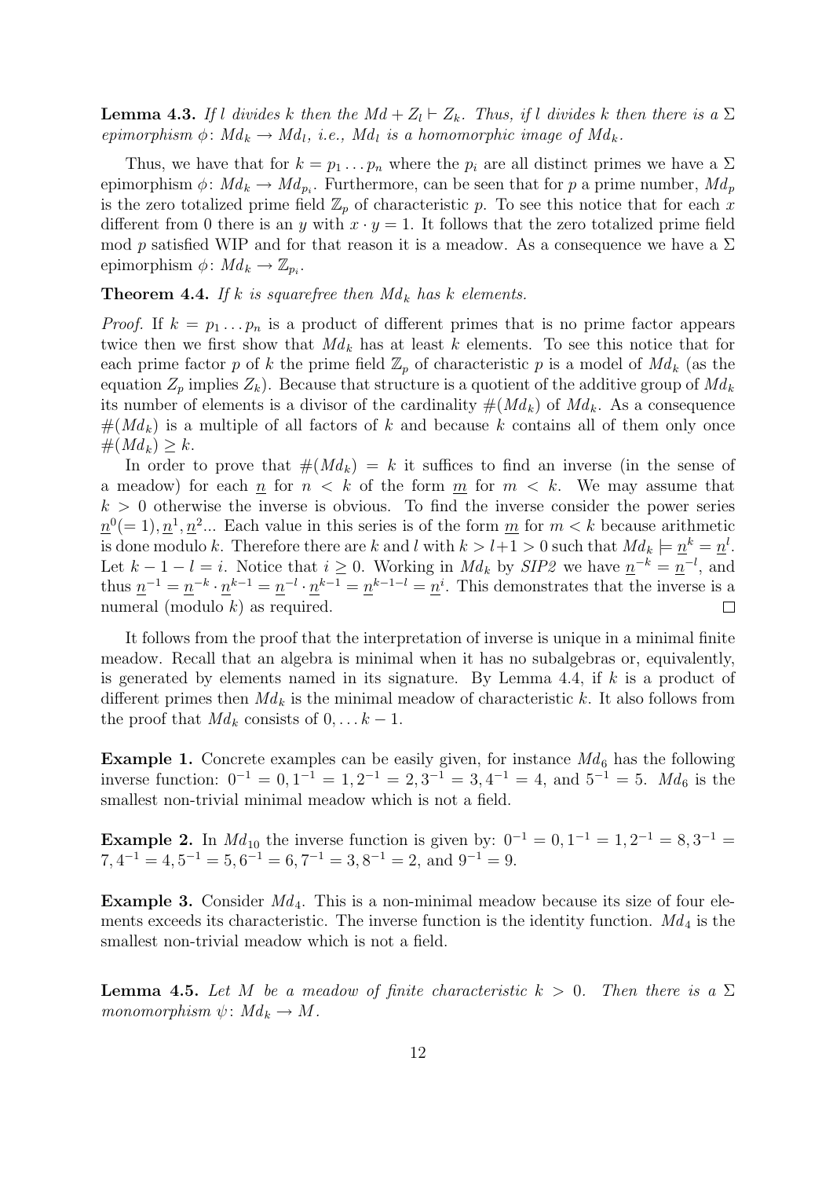**Lemma 4.3.** *If $l$ divides $k$ then the $Md + Z_l \vdash Z_k$. Thus, if $l$ divides $k$ then there is a $\Sigma$ epimorphism $\phi\colon Md_k \to Md_l$, i.e., $Md_l$ is a homomorphic image of $Md_k$.*

Thus, we have that for $k = p_1 \dots p_n$ where the $p_i$ are all distinct primes we have a $\Sigma$ epimorphism $\phi\colon Md_k \to Md_{p_i}$. Furthermore, can be seen that for $p$ a prime number, $Md_p$ is the zero totalized prime field $\mathbb{Z}_p$ of characteristic $p$. To see this notice that for each $x$ different from 0 there is an $y$ with $x \cdot y = 1$. It follows that the zero totalized prime field mod $p$ satisfied WIP and for that reason it is a meadow. As a consequence we have a $\Sigma$ epimorphism $\phi\colon Md_k \to \mathbb{Z}_{p_i}$.

**Theorem 4.4.** *If $k$ is squarefree then $Md_k$ has $k$ elements.*

*Proof.* If $k = p_1 \dots p_n$ is a product of different primes that is no prime factor appears twice then we first show that $Md_k$ has at least $k$ elements. To see this notice that for each prime factor $p$ of $k$ the prime field $\mathbb{Z}_p$ of characteristic $p$ is a model of $Md_k$ (as the equation $Z_p$ implies $Z_k$). Because that structure is a quotient of the additive group of $Md_k$ its number of elements is a divisor of the cardinality $\#(Md_k)$ of $Md_k$. As a consequence $\#(Md_k)$ is a multiple of all factors of $k$ and because $k$ contains all of them only once $\#(Md_k) \geq k$.

In order to prove that $\#(Md_k) = k$ it suffices to find an inverse (in the sense of a meadow) for each $\underline{n}$ for $n < k$ of the form $\underline{m}$ for $m < k$. We may assume that $k > 0$ otherwise the inverse is obvious. To find the inverse consider the power series $\underline{n}^0 (= 1), \underline{n}^1, \underline{n}^2 \dots$ Each value in this series is of the form $\underline{m}$ for $m < k$ because arithmetic is done modulo $k$. Therefore there are $k$ and $l$ with $k > l + 1 > 0$ such that $Md_k \models \underline{n}^k = \underline{n}^l$. Let $k - 1 - l = i$. Notice that $i \geq 0$. Working in $Md_k$ by *SIP2* we have $\underline{n}^{-k} = \underline{n}^{-l}$, and thus $\underline{n}^{-1} = \underline{n}^{-k} \cdot \underline{n}^{k-1} = \underline{n}^{-l} \cdot \underline{n}^{k-1} = \underline{n}^{k-1-l} = \underline{n}^i$. This demonstrates that the inverse is a numeral (modulo $k$) as required. $\square$

It follows from the proof that the interpretation of inverse is unique in a minimal finite meadow. Recall that an algebra is minimal when it has no subalgebras or, equivalently, is generated by elements named in its signature. By Lemma 4.4, if $k$ is a product of different primes then $Md_k$ is the minimal meadow of characteristic $k$. It also follows from the proof that $Md_k$ consists of $0, \dots k - 1$.

**Example 1.** Concrete examples can be easily given, for instance $Md_6$ has the following inverse function: $0^{-1} = 0, 1^{-1} = 1, 2^{-1} = 2, 3^{-1} = 3, 4^{-1} = 4$, and $5^{-1} = 5$. $Md_6$ is the smallest non-trivial minimal meadow which is not a field.

**Example 2.** In $Md_{10}$ the inverse function is given by: $0^{-1} = 0, 1^{-1} = 1, 2^{-1} = 8, 3^{-1} = 7, 4^{-1} = 4, 5^{-1} = 5, 6^{-1} = 6, 7^{-1} = 3, 8^{-1} = 2$, and $9^{-1} = 9$.

**Example 3.** Consider $Md_4$. This is a non-minimal meadow because its size of four elements exceeds its characteristic. The inverse function is the identity function. $Md_4$ is the smallest non-trivial meadow which is not a field.

**Lemma 4.5.** *Let $M$ be a meadow of finite characteristic $k > 0$. Then there is a $\Sigma$ monomorphism $\psi\colon Md_k \to M$.*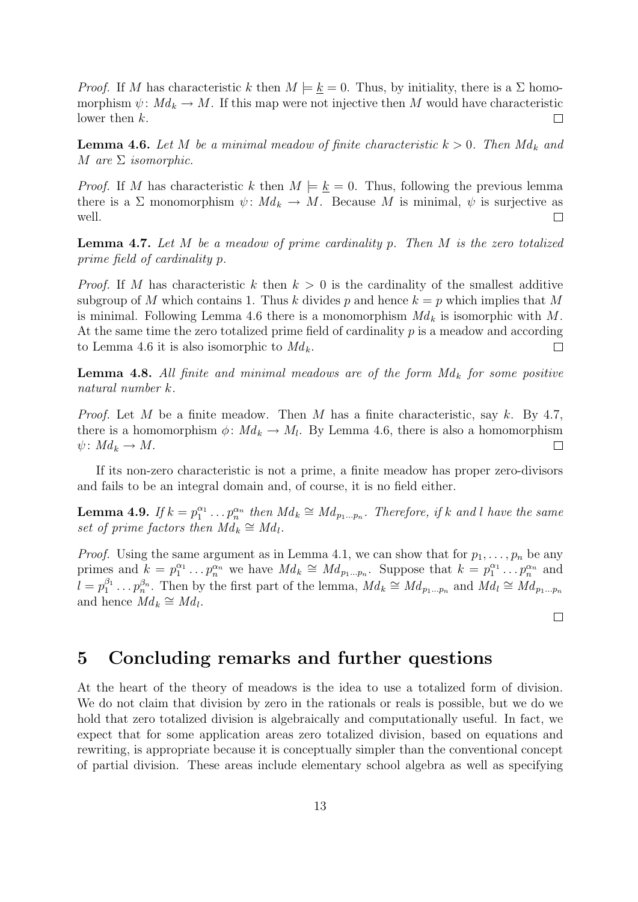*Proof.* If $M$ has characteristic $k$ then $M \models \underline{k} = 0$. Thus, by initiality, there is a $\Sigma$ homomorphism $\psi\colon Md_k \to M$. If this map were not injective then $M$ would have characteristic lower then $k$. □

**Lemma 4.6.** *Let $M$ be a minimal meadow of finite characteristic $k > 0$. Then $Md_k$ and $M$ are $\Sigma$ isomorphic.*

*Proof.* If $M$ has characteristic $k$ then $M \models \underline{k} = 0$. Thus, following the previous lemma there is a $\Sigma$ monomorphism $\psi\colon Md_k \to M$. Because $M$ is minimal, $\psi$ is surjective as well. □

**Lemma 4.7.** *Let $M$ be a meadow of prime cardinality $p$. Then $M$ is the zero totalized prime field of cardinality $p$.*

*Proof.* If $M$ has characteristic $k$ then $k > 0$ is the cardinality of the smallest additive subgroup of $M$ which contains 1. Thus $k$ divides $p$ and hence $k = p$ which implies that $M$ is minimal. Following Lemma 4.6 there is a monomorphism $Md_k$ is isomorphic with $M$. At the same time the zero totalized prime field of cardinality $p$ is a meadow and according to Lemma 4.6 it is also isomorphic to $Md_k$. □

**Lemma 4.8.** *All finite and minimal meadows are of the form $Md_k$ for some positive natural number $k$.*

*Proof.* Let $M$ be a finite meadow. Then $M$ has a finite characteristic, say $k$. By 4.7, there is a homomorphism $\phi\colon Md_k \to M_l$. By Lemma 4.6, there is also a homomorphism $\psi\colon Md_k \to M$. □

If its non-zero characteristic is not a prime, a finite meadow has proper zero-divisors and fails to be an integral domain and, of course, it is no field either.

**Lemma 4.9.** *If $k = p_1^{\alpha_1} \dots p_n^{\alpha_n}$ then $Md_k \cong Md_{p_1 \dots p_n}$. Therefore, if $k$ and $l$ have the same set of prime factors then $Md_k \cong Md_l$.*

*Proof.* Using the same argument as in Lemma 4.1, we can show that for $p_1, \dots, p_n$ be any primes and $k = p_1^{\alpha_1} \dots p_n^{\alpha_n}$ we have $Md_k \cong Md_{p_1 \dots p_n}$. Suppose that $k = p_1^{\alpha_1} \dots p_n^{\alpha_n}$ and $l = p_1^{\beta_1} \dots p_n^{\beta_n}$. Then by the first part of the lemma, $Md_k \cong Md_{p_1 \dots p_n}$ and $Md_l \cong Md_{p_1 \dots p_n}$ and hence $Md_k \cong Md_l$. □

## 5 Concluding remarks and further questions

At the heart of the theory of meadows is the idea to use a totalized form of division. We do not claim that division by zero in the rationals or reals is possible, but we do we hold that zero totalized division is algebraically and computationally useful. In fact, we expect that for some application areas zero totalized division, based on equations and rewriting, is appropriate because it is conceptually simpler than the conventional concept of partial division. These areas include elementary school algebra as well as specifying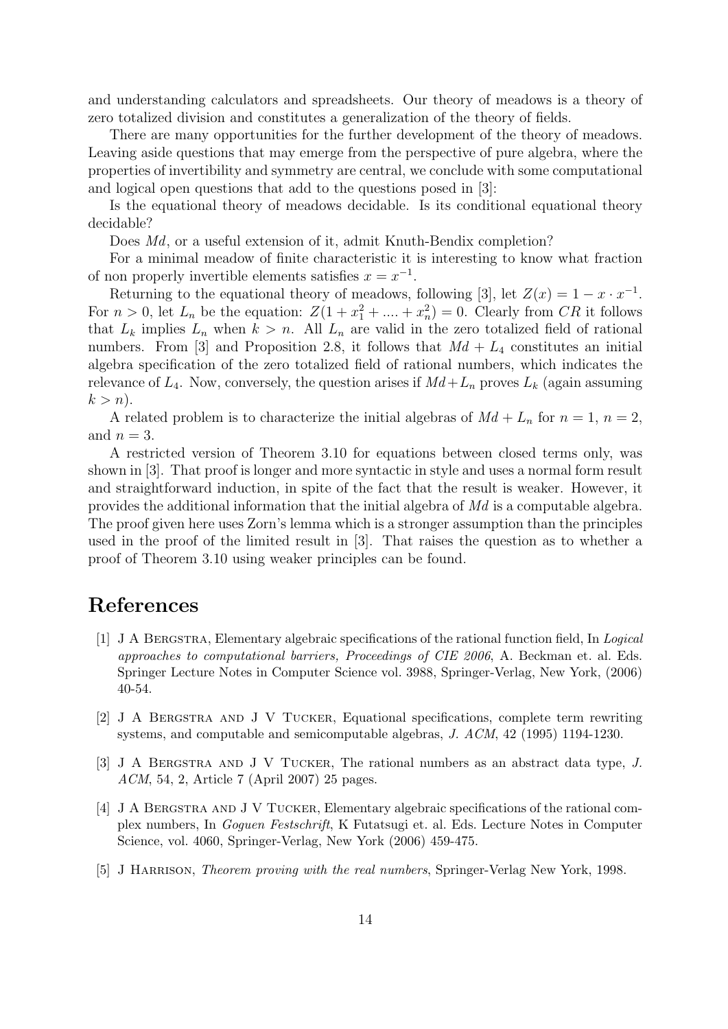and understanding calculators and spreadsheets. Our theory of meadows is a theory of zero totalized division and constitutes a generalization of the theory of fields.

There are many opportunities for the further development of the theory of meadows. Leaving aside questions that may emerge from the perspective of pure algebra, where the properties of invertibility and symmetry are central, we conclude with some computational and logical open questions that add to the questions posed in [3]:

Is the equational theory of meadows decidable. Is its conditional equational theory decidable?

Does *Md*, or a useful extension of it, admit Knuth-Bendix completion?

For a minimal meadow of finite characteristic it is interesting to know what fraction of non properly invertible elements satisfies $x = x^{-1}$.

Returning to the equational theory of meadows, following [3], let $Z(x) = 1 - x \cdot x^{-1}$. For $n > 0$, let $L_n$ be the equation: $Z(1 + x_1^2 + .... + x_n^2) = 0$. Clearly from $CR$ it follows that $L_k$ implies $L_n$ when $k > n$. All $L_n$ are valid in the zero totalized field of rational numbers. From [3] and Proposition 2.8, it follows that $Md + L_4$ constitutes an initial algebra specification of the zero totalized field of rational numbers, which indicates the relevance of $L_4$. Now, conversely, the question arises if $Md + L_n$ proves $L_k$ (again assuming $k > n$).

A related problem is to characterize the initial algebras of $Md + L_n$ for $n = 1$, $n = 2$, and $n = 3$.

A restricted version of Theorem 3.10 for equations between closed terms only, was shown in [3]. That proof is longer and more syntactic in style and uses a normal form result and straightforward induction, in spite of the fact that the result is weaker. However, it provides the additional information that the initial algebra of *Md* is a computable algebra. The proof given here uses Zorn's lemma which is a stronger assumption than the principles used in the proof of the limited result in [3]. That raises the question as to whether a proof of Theorem 3.10 using weaker principles can be found.

# References

[1] J A Bergstra, Elementary algebraic specifications of the rational function field, In *Logical approaches to computational barriers, Proceedings of CIE 2006*, A. Beckman et. al. Eds. Springer Lecture Notes in Computer Science vol. 3988, Springer-Verlag, New York, (2006) 40-54.

[2] J A Bergstra and J V Tucker, Equational specifications, complete term rewriting systems, and computable and semicomputable algebras, *J. ACM*, 42 (1995) 1194-1230.

[3] J A Bergstra and J V Tucker, The rational numbers as an abstract data type, *J. ACM*, 54, 2, Article 7 (April 2007) 25 pages.

[4] J A Bergstra and J V Tucker, Elementary algebraic specifications of the rational complex numbers, In *Goguen Festschrift*, K Futatsugi et. al. Eds. Lecture Notes in Computer Science, vol. 4060, Springer-Verlag, New York (2006) 459-475.

[5] J Harrison, *Theorem proving with the real numbers*, Springer-Verlag New York, 1998.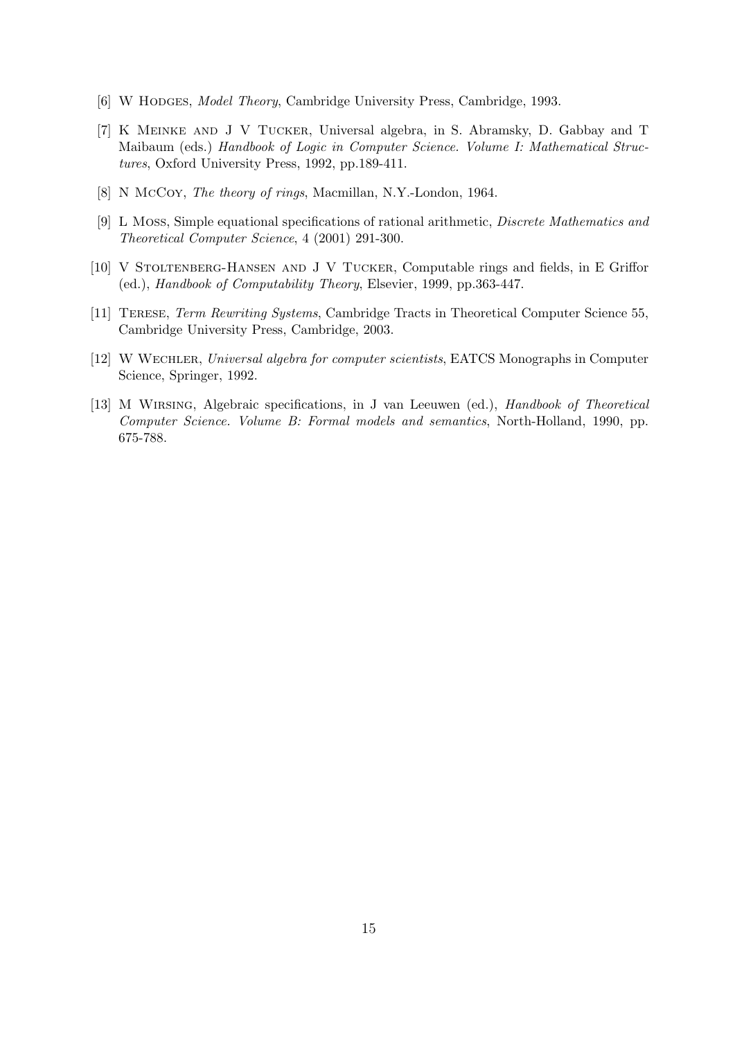[6] W Hodges, *Model Theory*, Cambridge University Press, Cambridge, 1993.

[7] K Meinke and J V Tucker, Universal algebra, in S. Abramsky, D. Gabbay and T Maibaum (eds.) *Handbook of Logic in Computer Science. Volume I: Mathematical Structures*, Oxford University Press, 1992, pp.189-411.

[8] N McCoy, *The theory of rings*, Macmillan, N.Y.-London, 1964.

[9] L Moss, Simple equational specifications of rational arithmetic, *Discrete Mathematics and Theoretical Computer Science*, 4 (2001) 291-300.

[10] V Stoltenberg-Hansen and J V Tucker, Computable rings and fields, in E Griffor (ed.), *Handbook of Computability Theory*, Elsevier, 1999, pp.363-447.

[11] Terese, *Term Rewriting Systems*, Cambridge Tracts in Theoretical Computer Science 55, Cambridge University Press, Cambridge, 2003.

[12] W Wechler, *Universal algebra for computer scientists*, EATCS Monographs in Computer Science, Springer, 1992.

[13] M Wirsing, Algebraic specifications, in J van Leeuwen (ed.), *Handbook of Theoretical Computer Science. Volume B: Formal models and semantics*, North-Holland, 1990, pp. 675-788.